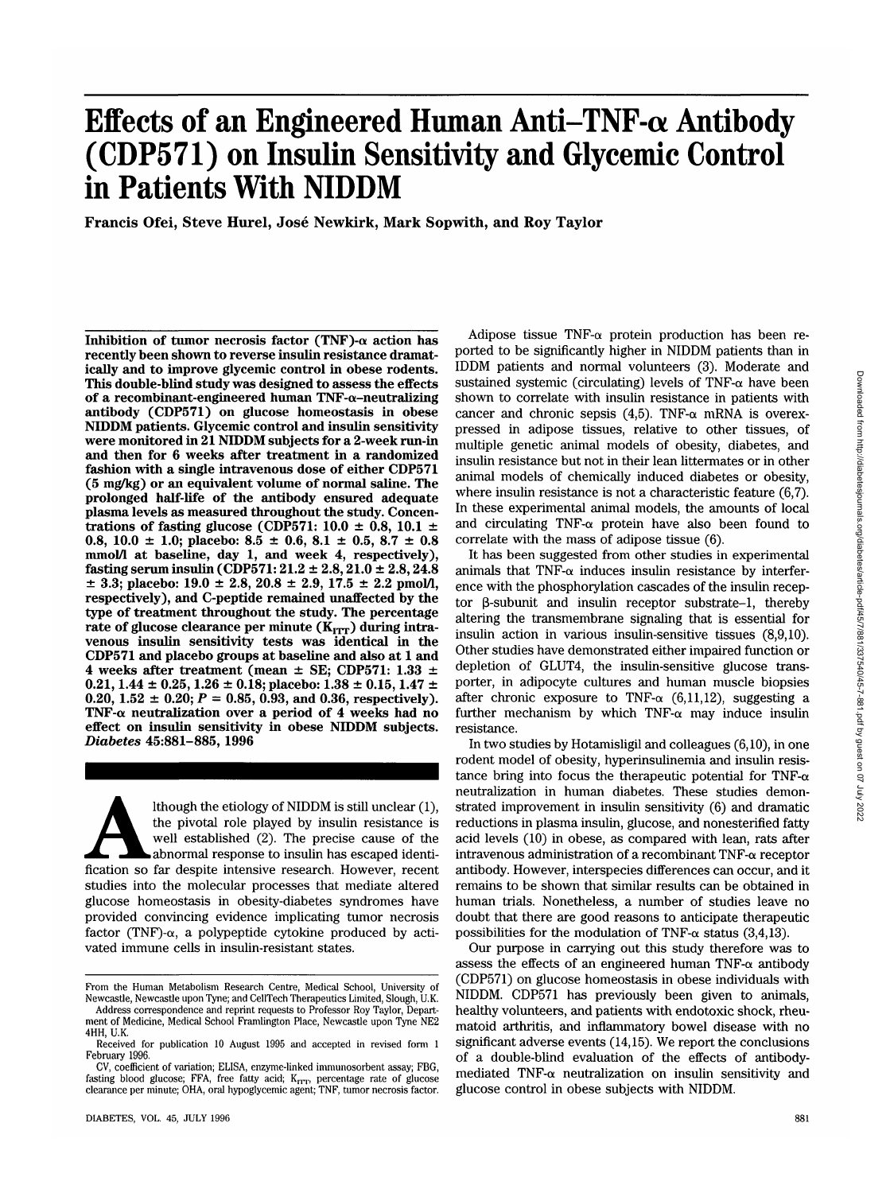# Effects of an Engineered Human Anti–TNF-α Antibody (CDP571) on Insulin Sensitivity and Glycemic Control in Patients With NIDDM

**Francis Ofei, Steve Hurel, José Newkirk, Mark Sopwith, and Roy Taylor**

**Inhibition of tumor necrosis factor (TNF)-α action has recently been shown to reverse insulin resistance dramatically and to improve glycemic control in obese rodents. This double-blind study was designed to assess the effects of a recombinant-engineered human TNF-α–neutralizing antibody (CDP571) on glucose homeostasis in obese NIDDM patients. Glycemic control and insulin sensitivity were monitored in 21 NIDDM subjects for a 2-week run-in and then for 6 weeks after treatment in a randomized fashion with a single intravenous dose of either CDP571 (5 mg/kg) or an equivalent volume of normal saline. The prolonged half-life of the antibody ensured adequate plasma levels as measured throughout the study. Concentrations of fasting glucose (CDP571: 10.0 ± 0.8, 10.1 ± 0.8, 10.0 ± 1.0; placebo: 8.5 ± 0.6, 8.1 ± 0.5, 8.7 ± 0.8 mmol/l at baseline, day 1, and week 4, respectively), fasting serum insulin (CDP571: 21.2 ± 2.8, 21.0 ± 2.8, 24.8 ± 3.3; placebo: 19.0 ± 2.8, 20.8 ± 2.9, 17.5 ± 2.2 pmol/l, respectively), and C-peptide remained unaffected by the type of treatment throughout the study. The percentage rate of glucose clearance per minute ($K_{ITT}$) during intravenous insulin sensitivity tests was identical in the CDP571 and placebo groups at baseline and also at 1 and 4 weeks after treatment (mean ± SE; CDP571: 1.33 ± 0.21, 1.44 ± 0.25, 1.26 ± 0.18; placebo: 1.38 ± 0.15, 1.47 ± 0.20, 1.52 ± 0.20; $P$ = 0.85, 0.93, and 0.36, respectively). TNF-α neutralization over a period of 4 weeks had no effect on insulin sensitivity in obese NIDDM subjects.** ***Diabetes* 45:881–885, 1996**

Although the etiology of NIDDM is still unclear (1), the pivotal role played by insulin resistance is well established (2). The precise cause of the abnormal response to insulin has escaped identification so far despite intensive research. However, recent studies into the molecular processes that mediate altered glucose homeostasis in obesity-diabetes syndromes have provided convincing evidence implicating tumor necrosis factor (TNF)-α, a polypeptide cytokine produced by activated immune cells in insulin-resistant states.

Adipose tissue TNF-α protein production has been reported to be significantly higher in NIDDM patients than in IDDM patients and normal volunteers (3). Moderate and sustained systemic (circulating) levels of TNF-α have been shown to correlate with insulin resistance in patients with cancer and chronic sepsis (4,5). TNF-α mRNA is overexpressed in adipose tissues, relative to other tissues, of multiple genetic animal models of obesity, diabetes, and insulin resistance but not in their lean littermates or in other animal models of chemically induced diabetes or obesity, where insulin resistance is not a characteristic feature (6,7). In these experimental animal models, the amounts of local and circulating TNF-α protein have also been found to correlate with the mass of adipose tissue (6).

It has been suggested from other studies in experimental animals that TNF-α induces insulin resistance by interference with the phosphorylation cascades of the insulin receptor β-subunit and insulin receptor substrate–1, thereby altering the transmembrane signaling that is essential for insulin action in various insulin-sensitive tissues (8,9,10). Other studies have demonstrated either impaired function or depletion of GLUT4, the insulin-sensitive glucose transporter, in adipocyte cultures and human muscle biopsies after chronic exposure to TNF-α (6,11,12), suggesting a further mechanism by which TNF-α may induce insulin resistance.

In two studies by Hotamisligil and colleagues (6,10), in one rodent model of obesity, hyperinsulinemia and insulin resistance bring into focus the therapeutic potential for TNF-α neutralization in human diabetes. These studies demonstrated improvement in insulin sensitivity (6) and dramatic reductions in plasma insulin, glucose, and nonesterified fatty acid levels (10) in obese, as compared with lean, rats after intravenous administration of a recombinant TNF-α receptor antibody. However, interspecies differences can occur, and it remains to be shown that similar results can be obtained in human trials. Nonetheless, a number of studies leave no doubt that there are good reasons to anticipate therapeutic possibilities for the modulation of TNF-α status (3,4,13).

Our purpose in carrying out this study therefore was to assess the effects of an engineered human TNF-α antibody (CDP571) on glucose homeostasis in obese individuals with NIDDM. CDP571 has previously been given to animals, healthy volunteers, and patients with endotoxic shock, rheumatoid arthritis, and inflammatory bowel disease with no significant adverse events (14,15). We report the conclusions of a double-blind evaluation of the effects of antibody-mediated TNF-α neutralization on insulin sensitivity and glucose control in obese subjects with NIDDM.

---

From the Human Metabolism Research Centre, Medical School, University of Newcastle, Newcastle upon Tyne; and CellTech Therapeutics Limited, Slough, U.K.

Address correspondence and reprint requests to Professor Roy Taylor, Department of Medicine, Medical School Framlington Place, Newcastle upon Tyne NE2 4HH, U.K.

Received for publication 10 August 1995 and accepted in revised form 1 February 1996.

CV, coefficient of variation; ELISA, enzyme-linked immunosorbent assay; FBG, fasting blood glucose; FFA, free fatty acid; $K_{ITT}$, percentage rate of glucose clearance per minute; OHA, oral hypoglycemic agent; TNF, tumor necrosis factor.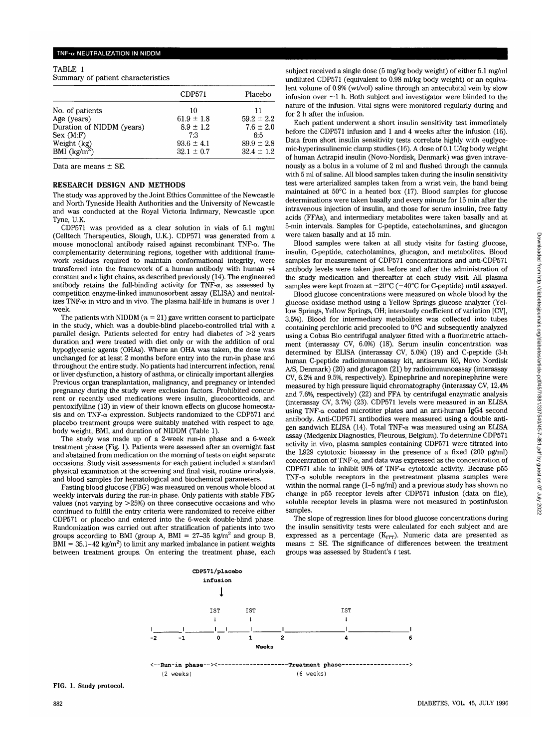TABLE 1
Summary of patient characteristics

| | CDP571 | Placebo |
|---|---|---|
| No. of patients | 10 | 11 |
| Age (years) | 61.9 ± 1.8 | 59.2 ± 2.2 |
| Duration of NIDDM (years) | 8.9 ± 1.2 | 7.6 ± 2.0 |
| Sex (M:F) | 7:3 | 6:5 |
| Weight (kg) | 93.6 ± 4.1 | 89.9 ± 2.8 |
| BMI (kg/m$^2$) | 32.1 ± 0.7 | 32.4 ± 1.2 |

Data are means ± SE.

## RESEARCH DESIGN AND METHODS

The study was approved by the Joint Ethics Committee of the Newcastle and North Tyneside Health Authorities and the University of Newcastle and was conducted at the Royal Victoria Infirmary, Newcastle upon Tyne, U.K.

CDP571 was provided as a clear solution in vials of 5.1 mg/ml (Celltech Therapeutics, Slough, U.K.). CDP571 was generated from a mouse monoclonal antibody raised against recombinant TNF-α. The complementarity determining regions, together with additional framework residues required to maintain conformational integrity, were transferred into the framework of a human antibody with human γ4 constant and κ light chains, as described previously (14). The engineered antibody retains the full-binding activity for TNF-α, as assessed by competition enzyme-linked immunosorbent assay (ELISA) and neutralizes TNF-α in vitro and in vivo. The plasma half-life in humans is over 1 week.

The patients with NIDDM ($n = 21$) gave written consent to participate in the study, which was a double-blind placebo-controlled trial with a parallel design. Patients selected for entry had diabetes of >2 years duration and were treated with diet only or with the addition of oral hypoglycemic agents (OHAs). Where an OHA was taken, the dose was unchanged for at least 2 months before entry into the run-in phase and throughout the entire study. No patients had intercurrent infection, renal or liver dysfunction, a history of asthma, or clinically important allergies. Previous organ transplantation, malignancy, and pregnancy or intended pregnancy during the study were exclusion factors. Prohibited concurrent or recently used medications were insulin, glucocorticoids, and pentoxifylline (13) in view of their known effects on glucose homeostasis and on TNF-α expression. Subjects randomized to the CDP571 and placebo treatment groups were suitably matched with respect to age, body weight, BMI, and duration of NIDDM (Table 1).

The study was made up of a 2-week run-in phase and a 6-week treatment phase (Fig. 1). Patients were assessed after an overnight fast and abstained from medication on the morning of tests on eight separate occasions. Study visit assessments for each patient included a standard physical examination at the screening and final visit, routine urinalysis, and blood samples for hematological and biochemical parameters.

Fasting blood glucose (FBG) was measured on venous whole blood at weekly intervals during the run-in phase. Only patients with stable FBG values (not varying by >25%) on three consecutive occasions and who continued to fulfill the entry criteria were randomized to receive either CDP571 or placebo and entered into the 6-week double-blind phase. Randomization was carried out after stratification of patients into two groups according to BMI (group A, BMI = 27–35 kg/m$^2$ and group B, BMI = 35.1–42 kg/m$^2$) to limit any marked imbalance in patient weights between treatment groups. On entering the treatment phase, each subject received a single dose (5 mg/kg body weight) of either 5.1 mg/ml undiluted CDP571 (equivalent to 0.98 ml/kg body weight) or an equivalent volume of 0.9% (wt/vol) saline through an antecubital vein by slow infusion over ~1 h. Both subject and investigator were blinded to the nature of the infusion. Vital signs were monitored regularly during and for 2 h after the infusion.

Each patient underwent a short insulin sensitivity test immediately before the CDP571 infusion and 1 and 4 weeks after the infusion (16). Data from short insulin sensitivity tests correlate highly with euglycemic-hyperinsulinemic clamp studies (16). A dose of 0.1 U/kg body weight of human Actrapid insulin (Novo-Nordisk, Denmark) was given intravenously as a bolus in a volume of 2 ml and flushed through the cannula with 5 ml of saline. All blood samples taken during the insulin sensitivity test were arterialized samples taken from a wrist vein, the hand being maintained at 50°C in a heated box (17). Blood samples for glucose determinations were taken basally and every minute for 15 min after the intravenous injection of insulin, and those for serum insulin, free fatty acids (FFAs), and intermediary metabolites were taken basally and at 5-min intervals. Samples for C-peptide, catecholamines, and glucagon were taken basally and at 15 min.

Blood samples were taken at all study visits for fasting glucose, insulin, C-peptide, catecholamines, glucagon, and metabolites. Blood samples for measurement of CDP571 concentrations and anti-CDP571 antibody levels were taken just before and after the administration of the study medication and thereafter at each study visit. All plasma samples were kept frozen at −20°C (−40°C for C-peptide) until assayed.

Blood glucose concentrations were measured on whole blood by the glucose oxidase method using a Yellow Springs glucose analyzer (Yellow Springs, Yellow Springs, OH; interstudy coefficient of variation [CV], 3.5%). Blood for intermediary metabolites was collected into tubes containing perchloric acid precooled to 0°C and subsequently analyzed using a Cobas Bio centrifugal analyzer fitted with a fluorimetric attachment (interassay CV, 6.0%) (18). Serum insulin concentration was determined by ELISA (interassay CV, 5.0%) (19) and C-peptide (3-h human C-peptide radioimmunoassay kit, antiserum K6, Novo Nordisk A/S, Denmark) (20) and glucagon (21) by radioimmunoassay (interassay CV, 6.2% and 9.5%, respectively). Epinephrine and norepinephrine were measured by high pressure liquid chromatography (interassay CV, 12.4% and 7.6%, respectively) (22) and FFA by centrifugal enzymatic analysis (interassay CV, 3.7%) (23). CDP571 levels were measured in an ELISA using TNF-α coated microtiter plates and an anti-human IgG4 second antibody. Anti-CDP571 antibodies were measured using a double antigen sandwich ELISA (14). Total TNF-α was measured using an ELISA assay (Medgenix Diagnostics, Fleurous, Belgium). To determine CDP571 activity in vivo, plasma samples containing CDP571 were titrated into the L929 cytotoxic bioassay in the presence of a fixed (200 pg/ml) concentration of TNF-α, and data was expressed as the concentration of CDP571 able to inhibit 90% of TNF-α cytotoxic activity. Because p55 TNF-α soluble receptors in the pretreatment plasma samples were within the normal range (1–5 ng/ml) and a previous study has shown no change in p55 receptor levels after CDP571 infusion (data on file), soluble receptor levels in plasma were not measured in postinfusion samples.

The slope of regression lines for blood glucose concentrations during the insulin sensitivity tests were calculated for each subject and are expressed as a percentage ($K_{ITT}$). Numeric data are presented as means ± SE. The significance of differences between the treatment groups was assessed by Student's $t$ test.

```
                     CDP571/placebo
                        infusion
                           ↓

                          IST      IST                  IST
                           ↓        ↓                    ↓
|_________|_______________|__|______|________|___________|_____________|
-2        -1               0         1        2           4             6
                                        Weeks

<--Run-in phase--><--------------------Treatment phase------------------->
    (2 weeks)                          (6 weeks)
```

FIG. 1. Study protocol.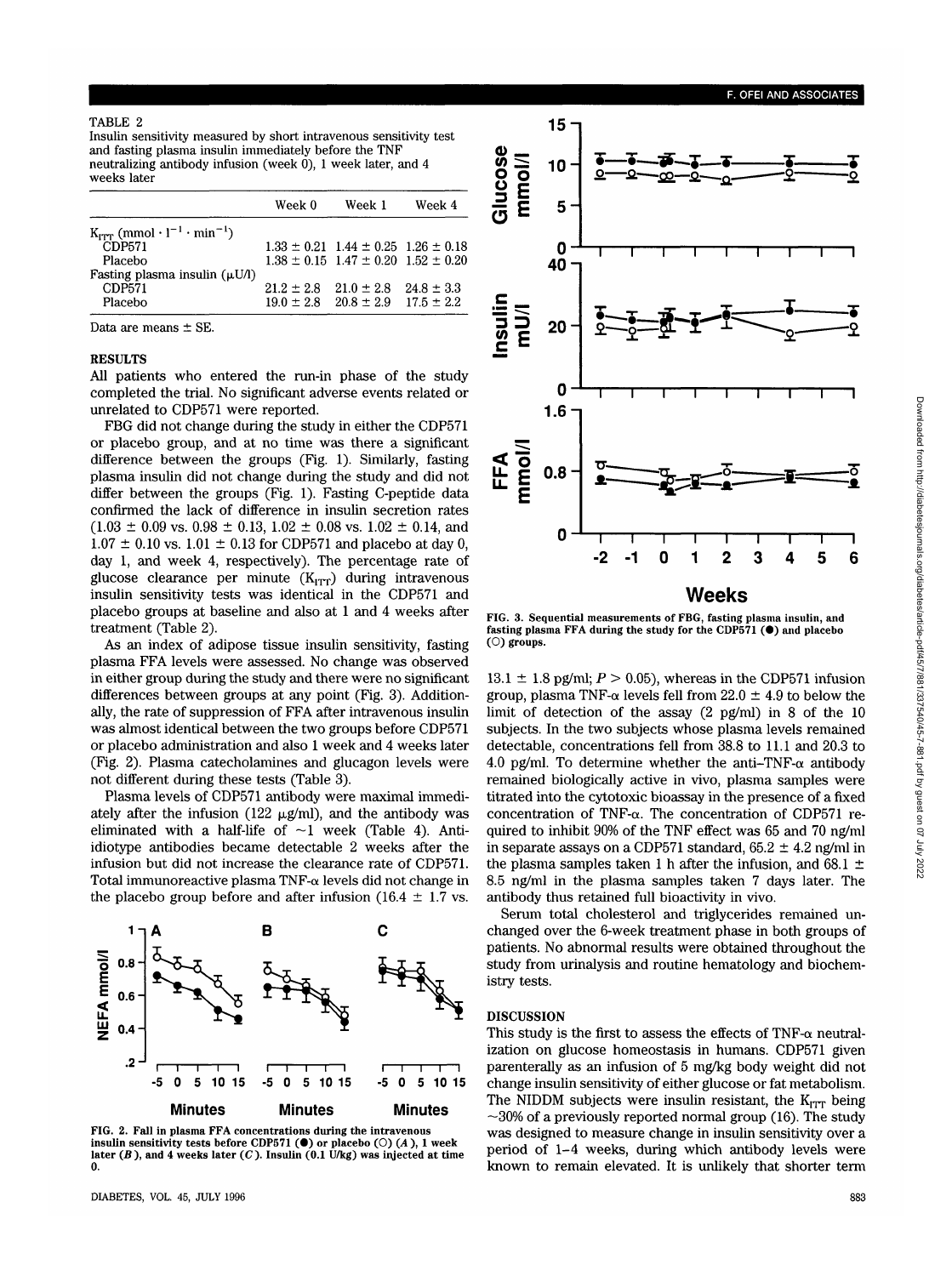TABLE 2

Insulin sensitivity measured by short intravenous sensitivity test and fasting plasma insulin immediately before the TNF neutralizing antibody infusion (week 0), 1 week later, and 4 weeks later

| | Week 0 | Week 1 | Week 4 |
|---|---|---|---|
| $K_{ITT}$ (mmol · $l^{-1}$ · $min^{-1}$) | | | |
| CDP571 | 1.33 ± 0.21 | 1.44 ± 0.25 | 1.26 ± 0.18 |
| Placebo | 1.38 ± 0.15 | 1.47 ± 0.20 | 1.52 ± 0.20 |
| Fasting plasma insulin (μU/l) | | | |
| CDP571 | 21.2 ± 2.8 | 21.0 ± 2.8 | 24.8 ± 3.3 |
| Placebo | 19.0 ± 2.8 | 20.8 ± 2.9 | 17.5 ± 2.2 |

Data are means ± SE.

## RESULTS

All patients who entered the run-in phase of the study completed the trial. No significant adverse events related or unrelated to CDP571 were reported.

FBG did not change during the study in either the CDP571 or placebo group, and at no time was there a significant difference between the groups (Fig. 1). Similarly, fasting plasma insulin did not change during the study and did not differ between the groups (Fig. 1). Fasting C-peptide data confirmed the lack of difference in insulin secretion rates (1.03 ± 0.09 vs. 0.98 ± 0.13, 1.02 ± 0.08 vs. 1.02 ± 0.14, and 1.07 ± 0.10 vs. 1.01 ± 0.13 for CDP571 and placebo at day 0, day 1, and week 4, respectively). The percentage rate of glucose clearance per minute ($K_{ITT}$) during intravenous insulin sensitivity tests was identical in the CDP571 and placebo groups at baseline and also at 1 and 4 weeks after treatment (Table 2).

As an index of adipose tissue insulin sensitivity, fasting plasma FFA levels were assessed. No change was observed in either group during the study and there were no significant differences between groups at any point (Fig. 3). Additionally, the rate of suppression of FFA after intravenous insulin was almost identical between the two groups before CDP571 or placebo administration and also 1 week and 4 weeks later (Fig. 2). Plasma catecholamines and glucagon levels were not different during these tests (Table 3).

Plasma levels of CDP571 antibody were maximal immediately after the infusion (122 μg/ml), and the antibody was eliminated with a half-life of ~1 week (Table 4). Anti-idiotype antibodies became detectable 2 weeks after the infusion but did not increase the clearance rate of CDP571. Total immunoreactive plasma TNF-α levels did not change in the placebo group before and after infusion (16.4 ± 1.7 vs. 13.1 ± 1.8 pg/ml; $P > 0.05$), whereas in the CDP571 infusion group, plasma TNF-α levels fell from 22.0 ± 4.9 to below the limit of detection of the assay (2 pg/ml) in 8 of the 10 subjects. In the two subjects whose plasma levels remained detectable, concentrations fell from 38.8 to 11.1 and 20.3 to 4.0 pg/ml. To determine whether the anti-TNF-α antibody remained biologically active in vivo, plasma samples were titrated into the cytotoxic bioassay in the presence of a fixed concentration of TNF-α. The concentration of CDP571 required to inhibit 90% of the TNF effect was 65 and 70 ng/ml in separate assays on a CDP571 standard, 65.2 ± 4.2 ng/ml in the plasma samples taken 1 h after the infusion, and 68.1 ± 8.5 ng/ml in the plasma samples taken 7 days later. The antibody thus retained full bioactivity in vivo.

Serum total cholesterol and triglycerides remained unchanged over the 6-week treatment phase in both groups of patients. No abnormal results were obtained throughout the study from urinalysis and routine hematology and biochemistry tests.

FIG. 2. Fall in plasma FFA concentrations during the intravenous insulin sensitivity tests before CDP571 (●) or placebo (○) (*A*), 1 week later (*B*), and 4 weeks later (*C*). Insulin (0.1 U/kg) was injected at time 0.

FIG. 3. Sequential measurements of FBG, fasting plasma insulin, and fasting plasma FFA during the study for the CDP571 (●) and placebo (○) groups.

## DISCUSSION

This study is the first to assess the effects of TNF-α neutralization on glucose homeostasis in humans. CDP571 given parenterally as an infusion of 5 mg/kg body weight did not change insulin sensitivity of either glucose or fat metabolism. The NIDDM subjects were insulin resistant, the $K_{ITT}$ being ~30% of a previously reported normal group (16). The study was designed to measure change in insulin sensitivity over a period of 1–4 weeks, during which antibody levels were known to remain elevated. It is unlikely that shorter term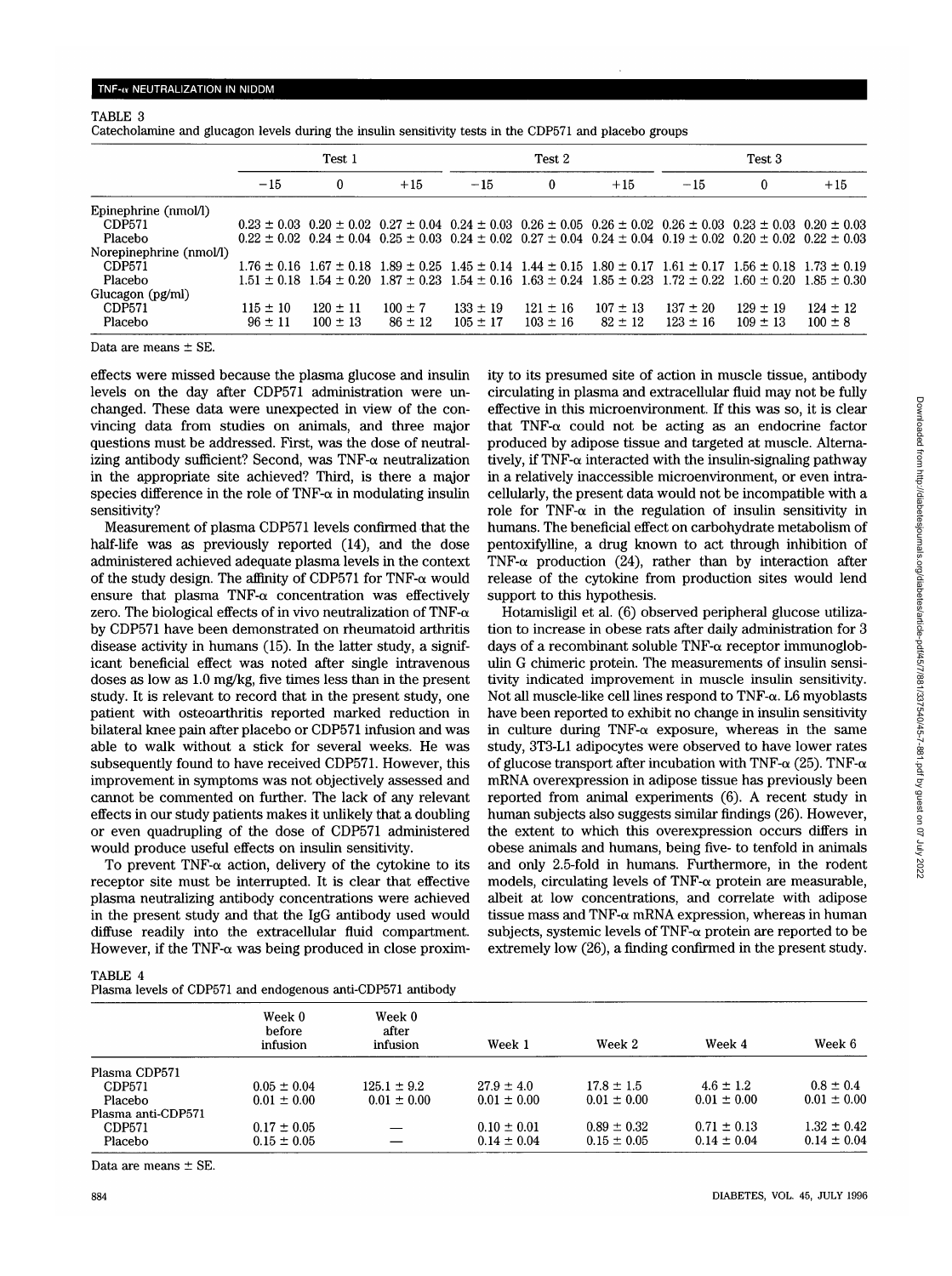TABLE 3

Catecholamine and glucagon levels during the insulin sensitivity tests in the CDP571 and placebo groups

| | Test 1 | | | Test 2 | | | Test 3 | | |
|---|---|---|---|---|---|---|---|---|---|
| | −15 | 0 | +15 | −15 | 0 | +15 | −15 | 0 | +15 |
| Epinephrine (nmol/l) | | | | | | | | | |
| CDP571 | 0.23 ± 0.03 | 0.20 ± 0.02 | 0.27 ± 0.04 | 0.24 ± 0.03 | 0.26 ± 0.05 | 0.26 ± 0.02 | 0.26 ± 0.03 | 0.23 ± 0.03 | 0.20 ± 0.03 |
| Placebo | 0.22 ± 0.02 | 0.24 ± 0.04 | 0.25 ± 0.03 | 0.24 ± 0.02 | 0.27 ± 0.04 | 0.24 ± 0.04 | 0.19 ± 0.02 | 0.20 ± 0.02 | 0.22 ± 0.03 |
| Norepinephrine (nmol/l) | | | | | | | | | |
| CDP571 | 1.76 ± 0.16 | 1.67 ± 0.18 | 1.89 ± 0.25 | 1.45 ± 0.14 | 1.44 ± 0.15 | 1.80 ± 0.17 | 1.61 ± 0.17 | 1.56 ± 0.18 | 1.73 ± 0.19 |
| Placebo | 1.51 ± 0.18 | 1.54 ± 0.20 | 1.87 ± 0.23 | 1.54 ± 0.16 | 1.63 ± 0.24 | 1.85 ± 0.23 | 1.72 ± 0.22 | 1.60 ± 0.20 | 1.85 ± 0.30 |
| Glucagon (pg/ml) | | | | | | | | | |
| CDP571 | 115 ± 10 | 120 ± 11 | 100 ± 7 | 133 ± 19 | 121 ± 16 | 107 ± 13 | 137 ± 20 | 129 ± 19 | 124 ± 12 |
| Placebo | 96 ± 11 | 100 ± 13 | 86 ± 12 | 105 ± 17 | 103 ± 16 | 82 ± 12 | 123 ± 16 | 109 ± 13 | 100 ± 8 |

Data are means ± SE.

effects were missed because the plasma glucose and insulin levels on the day after CDP571 administration were unchanged. These data were unexpected in view of the convincing data from studies on animals, and three major questions must be addressed. First, was the dose of neutralizing antibody sufficient? Second, was TNF-α neutralization in the appropriate site achieved? Third, is there a major species difference in the role of TNF-α in modulating insulin sensitivity?

Measurement of plasma CDP571 levels confirmed that the half-life was as previously reported (14), and the dose administered achieved adequate plasma levels in the context of the study design. The affinity of CDP571 for TNF-α would ensure that plasma TNF-α concentration was effectively zero. The biological effects of in vivo neutralization of TNF-α by CDP571 have been demonstrated on rheumatoid arthritis disease activity in humans (15). In the latter study, a significant beneficial effect was noted after single intravenous doses as low as 1.0 mg/kg, five times less than in the present study. It is relevant to record that in the present study, one patient with osteoarthritis reported marked reduction in bilateral knee pain after placebo or CDP571 infusion and was able to walk without a stick for several weeks. He was subsequently found to have received CDP571. However, this improvement in symptoms was not objectively assessed and cannot be commented on further. The lack of any relevant effects in our study patients makes it unlikely that a doubling or even quadrupling of the dose of CDP571 administered would produce useful effects on insulin sensitivity.

To prevent TNF-α action, delivery of the cytokine to its receptor site must be interrupted. It is clear that effective plasma neutralizing antibody concentrations were achieved in the present study and that the IgG antibody used would diffuse readily into the extracellular fluid compartment. However, if the TNF-α was being produced in close proximity to its presumed site of action in muscle tissue, antibody circulating in plasma and extracellular fluid may not be fully effective in this microenvironment. If this was so, it is clear that TNF-α could not be acting as an endocrine factor produced by adipose tissue and targeted at muscle. Alternatively, if TNF-α interacted with the insulin-signaling pathway in a relatively inaccessible microenvironment, or even intracellularly, the present data would not be incompatible with a role for TNF-α in the regulation of insulin sensitivity in humans. The beneficial effect on carbohydrate metabolism of pentoxifylline, a drug known to act through inhibition of TNF-α production (24), rather than by interaction after release of the cytokine from production sites would lend support to this hypothesis.

Hotamisligil et al. (6) observed peripheral glucose utilization to increase in obese rats after daily administration for 3 days of a recombinant soluble TNF-α receptor immunoglobulin G chimeric protein. The measurements of insulin sensitivity indicated improvement in muscle insulin sensitivity. Not all muscle-like cell lines respond to TNF-α. L6 myoblasts have been reported to exhibit no change in insulin sensitivity in culture during TNF-α exposure, whereas in the same study, 3T3-L1 adipocytes were observed to have lower rates of glucose transport after incubation with TNF-α (25). TNF-α mRNA overexpression in adipose tissue has previously been reported from animal experiments (6). A recent study in human subjects also suggests similar findings (26). However, the extent to which this overexpression occurs differs in obese animals and humans, being five- to tenfold in animals and only 2.5-fold in humans. Furthermore, in the rodent models, circulating levels of TNF-α protein are measurable, albeit at low concentrations, and correlate with adipose tissue mass and TNF-α mRNA expression, whereas in human subjects, systemic levels of TNF-α protein are reported to be extremely low (26), a finding confirmed in the present study.

TABLE 4

Plasma levels of CDP571 and endogenous anti-CDP571 antibody

| | Week 0 before infusion | Week 0 after infusion | Week 1 | Week 2 | Week 4 | Week 6 |
|---|---|---|---|---|---|---|
| Plasma CDP571 | | | | | | |
| CDP571 | 0.05 ± 0.04 | 125.1 ± 9.2 | 27.9 ± 4.0 | 17.8 ± 1.5 | 4.6 ± 1.2 | 0.8 ± 0.4 |
| Placebo | 0.01 ± 0.00 | 0.01 ± 0.00 | 0.01 ± 0.00 | 0.01 ± 0.00 | 0.01 ± 0.00 | 0.01 ± 0.00 |
| Plasma anti-CDP571 | | | | | | |
| CDP571 | 0.17 ± 0.05 | — | 0.10 ± 0.01 | 0.89 ± 0.32 | 0.71 ± 0.13 | 1.32 ± 0.42 |
| Placebo | 0.15 ± 0.05 | — | 0.14 ± 0.04 | 0.15 ± 0.05 | 0.14 ± 0.04 | 0.14 ± 0.04 |

Data are means ± SE.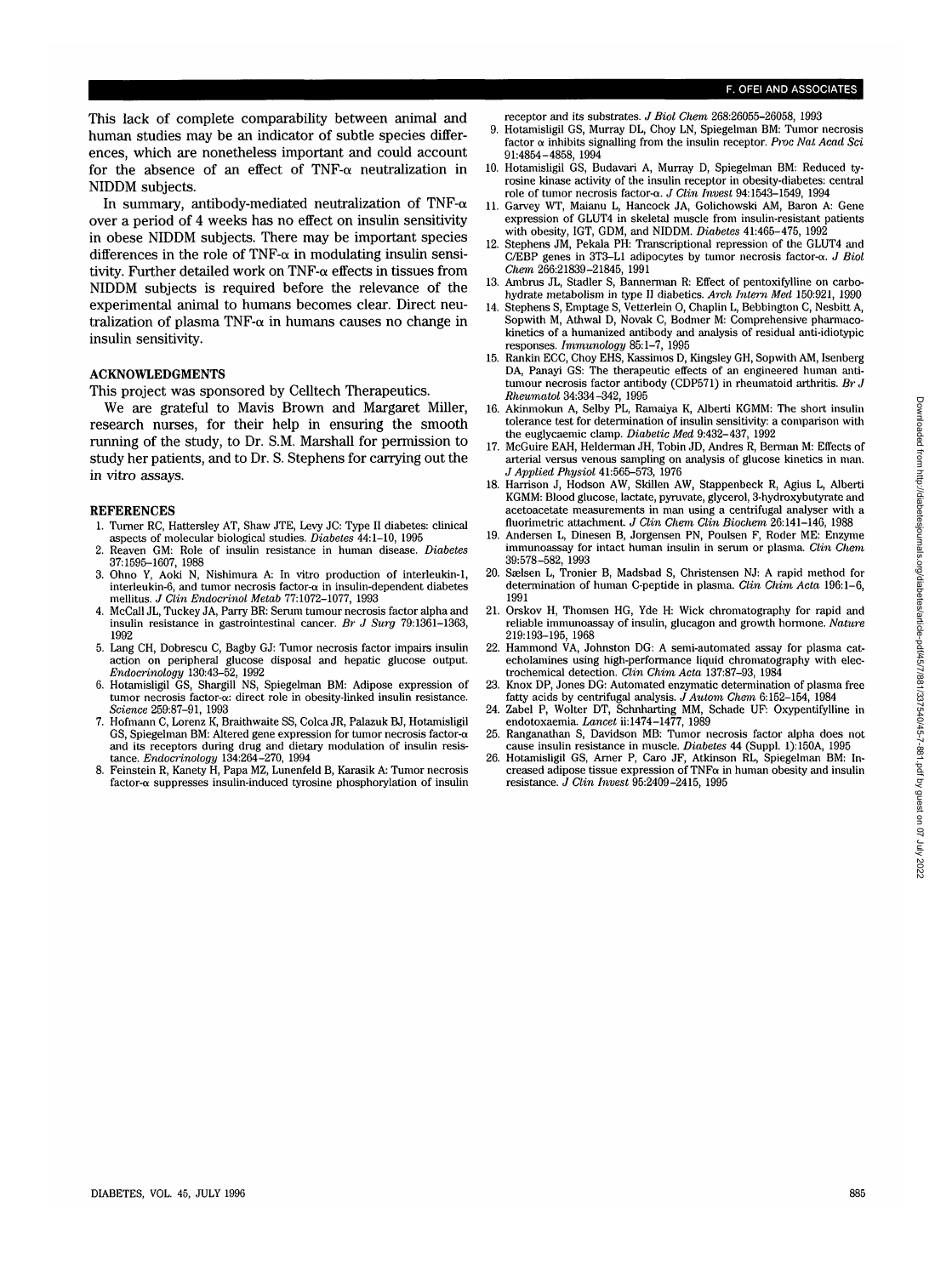This lack of complete comparability between animal and human studies may be an indicator of subtle species differences, which are nonetheless important and could account for the absence of an effect of TNF-α neutralization in NIDDM subjects.

In summary, antibody-mediated neutralization of TNF-α over a period of 4 weeks has no effect on insulin sensitivity in obese NIDDM subjects. There may be important species differences in the role of TNF-α in modulating insulin sensitivity. Further detailed work on TNF-α effects in tissues from NIDDM subjects is required before the relevance of the experimental animal to humans becomes clear. Direct neutralization of plasma TNF-α in humans causes no change in insulin sensitivity.

## ACKNOWLEDGMENTS

This project was sponsored by Celltech Therapeutics.

We are grateful to Mavis Brown and Margaret Miller, research nurses, for their help in ensuring the smooth running of the study, to Dr. S.M. Marshall for permission to study her patients, and to Dr. S. Stephens for carrying out the in vitro assays.

## REFERENCES

1. Turner RC, Hattersley AT, Shaw JTE, Levy JC: Type II diabetes: clinical aspects of molecular biological studies. *Diabetes* 44:1–10, 1995
2. Reaven GM: Role of insulin resistance in human disease. *Diabetes* 37:1595–1607, 1988
3. Ohno Y, Aoki N, Nishimura A: In vitro production of interleukin-1, interleukin-6, and tumor necrosis factor-α in insulin-dependent diabetes mellitus. *J Clin Endocrinol Metab* 77:1072–1077, 1993
4. McCall JL, Tuckey JA, Parry BR: Serum tumour necrosis factor alpha and insulin resistance in gastrointestinal cancer. *Br J Surg* 79:1361–1363, 1992
5. Lang CH, Dobrescu C, Bagby GJ: Tumor necrosis factor impairs insulin action on peripheral glucose disposal and hepatic glucose output. *Endocrinology* 130:43–52, 1992
6. Hotamisligil GS, Shargill NS, Spiegelman BM: Adipose expression of tumor necrosis factor-α: direct role in obesity-linked insulin resistance. *Science* 259:87–91, 1993
7. Hofmann C, Lorenz K, Braithwaite SS, Colca JR, Palazuk BJ, Hotamisligil GS, Spiegelman BM: Altered gene expression for tumor necrosis factor-α and its receptors during drug and dietary modulation of insulin resistance. *Endocrinology* 134:264–270, 1994
8. Feinstein R, Kanety H, Papa MZ, Lunenfeld B, Karasik A: Tumor necrosis factor-α suppresses insulin-induced tyrosine phosphorylation of insulin receptor and its substrates. *J Biol Chem* 268:26055–26058, 1993
9. Hotamisligil GS, Murray DL, Choy LN, Spiegelman BM: Tumor necrosis factor α inhibits signalling from the insulin receptor. *Proc Nat Acad Sci* 91:4854–4858, 1994
10. Hotamisligil GS, Budavari A, Murray D, Spiegelman BM: Reduced tyrosine kinase activity of the insulin receptor in obesity-diabetes: central role of tumor necrosis factor-α. *J Clin Invest* 94:1543–1549, 1994
11. Garvey WT, Maianu L, Hancock JA, Golichowski AM, Baron A: Gene expression of GLUT4 in skeletal muscle from insulin-resistant patients with obesity, IGT, GDM, and NIDDM. *Diabetes* 41:465–475, 1992
12. Stephens JM, Pekala PH: Transcriptional repression of the GLUT4 and C/EBP genes in 3T3-L1 adipocytes by tumor necrosis factor-α. *J Biol Chem* 266:21839–21845, 1991
13. Ambrus JL, Stadler S, Bannerman R: Effect of pentoxifylline on carbohydrate metabolism in type II diabetics. *Arch Intern Med* 150:921, 1990
14. Stephens S, Emptage S, Vetterlein O, Chaplin L, Bebbington C, Nesbitt A, Sopwith M, Athwal D, Novak C, Bodmer M: Comprehensive pharmacokinetics of a humanized antibody and analysis of residual anti-idiotypic responses. *Immunology* 85:1–7, 1995
15. Rankin ECC, Choy EHS, Kassimos D, Kingsley GH, Sopwith AM, Isenberg DA, Panayi GS: The therapeutic effects of an engineered human anti-tumour necrosis factor antibody (CDP571) in rheumatoid arthritis. *Br J Rheumatol* 34:334–342, 1995
16. Akinmokun A, Selby PL, Ramaiya K, Alberti KGMM: The short insulin tolerance test for determination of insulin sensitivity: a comparison with the euglycaemic clamp. *Diabetic Med* 9:432–437, 1992
17. McGuire EAH, Helderman JH, Tobin JD, Andres R, Berman M: Effects of arterial versus venous sampling on analysis of glucose kinetics in man. *J Applied Physiol* 41:565–573, 1976
18. Harrison J, Hodson AW, Skillen AW, Stappenbeck R, Agius L, Alberti KGMM: Blood glucose, lactate, pyruvate, glycerol, 3-hydroxybutyrate and acetoacetate measurements in man using a centrifugal analyser with a fluorimetric attachment. *J Clin Chem Clin Biochem* 26:141–146, 1988
19. Andersen L, Dinesen B, Jorgensen PN, Poulsen F, Roder ME: Enzyme immunoassay for intact human insulin in serum or plasma. *Clin Chem* 39:578–582, 1993
20. Sælsen L, Tronier B, Madsbad S, Christensen NJ: A rapid method for determination of human C-peptide in plasma. *Clin Chim Acta* 196:1–6, 1991
21. Orskov H, Thomsen HG, Yde H: Wick chromatography for rapid and reliable immunoassay of insulin, glucagon and growth hormone. *Nature* 219:193–195, 1968
22. Hammond VA, Johnston DG: A semi-automated assay for plasma catecholamines using high-performance liquid chromatography with electrochemical detection. *Clin Chim Acta* 137:87–93, 1984
23. Knox DP, Jones DG: Automated enzymatic determination of plasma free fatty acids by centrifugal analysis. *J Autom Chem* 6:152–154, 1984
24. Zabel P, Wolter DT, Schnharting MM, Schade UF: Oxypentifylline in endotoxaemia. *Lancet* ii:1474–1477, 1989
25. Ranganathan S, Davidson MB: Tumor necrosis factor alpha does not cause insulin resistance in muscle. *Diabetes* 44 (Suppl. 1):150A, 1995
26. Hotamisligil GS, Arner P, Caro JF, Atkinson RL, Spiegelman BM: Increased adipose tissue expression of TNFα in human obesity and insulin resistance. *J Clin Invest* 95:2409–2415, 1995